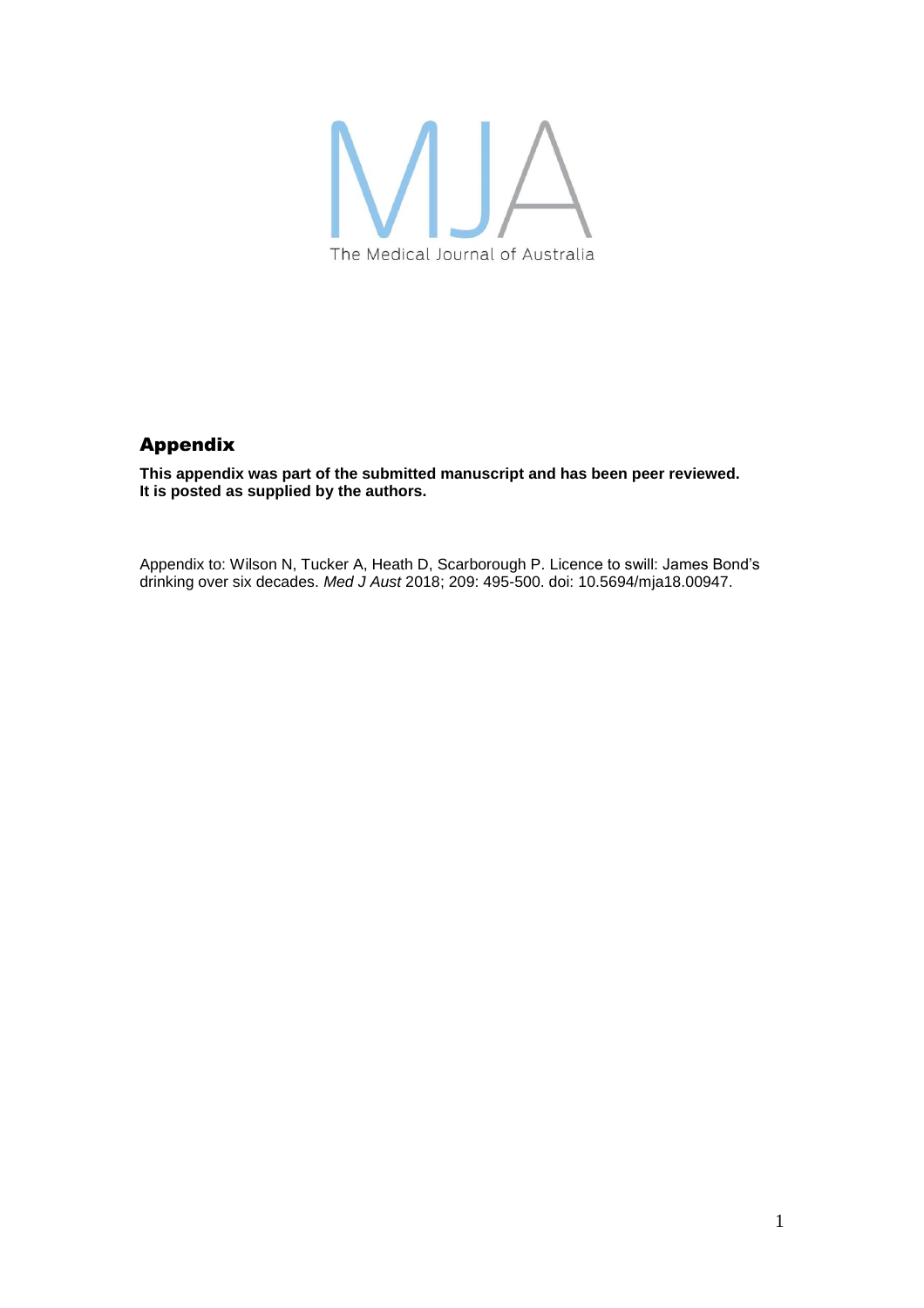MJA

The Medical Journal of Australia

## Appendix

**This appendix was part of the submitted manuscript and has been peer reviewed. It is posted as supplied by the authors.**

Appendix to: Wilson N, Tucker A, Heath D, Scarborough P. Licence to swill: James Bond's drinking over six decades. *Med J Aust* 2018; 209: 495-500. doi: 10.5694/mja18.00947.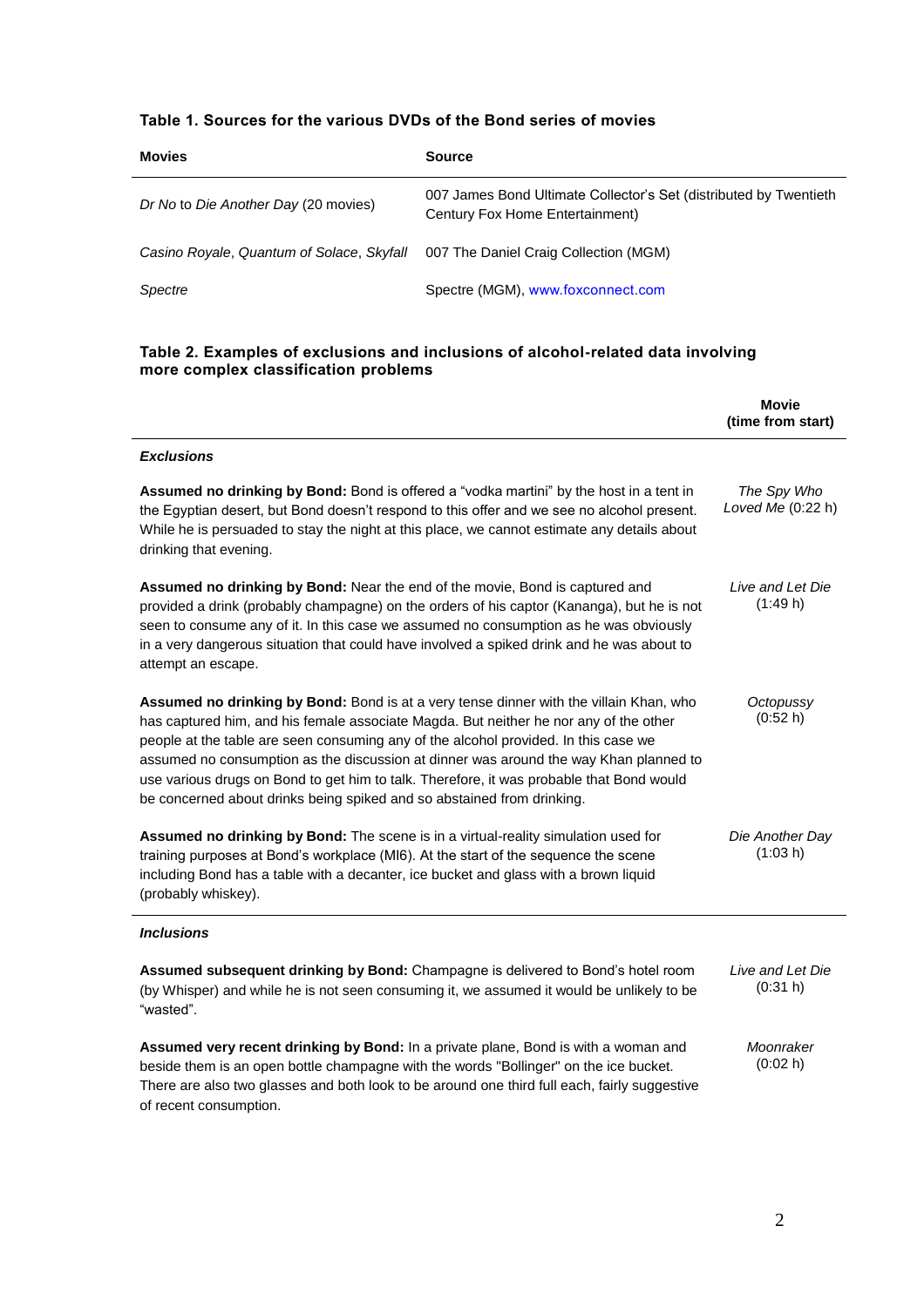**Table 1. Sources for the various DVDs of the Bond series of movies**

| Movies | Source |
|---|---|
| *Dr No* to *Die Another Day* (20 movies) | 007 James Bond Ultimate Collector's Set (distributed by Twentieth Century Fox Home Entertainment) |
| *Casino Royale*, *Quantum of Solace*, *Skyfall* | 007 The Daniel Craig Collection (MGM) |
| *Spectre* | Spectre (MGM), www.foxconnect.com |

**Table 2. Examples of exclusions and inclusions of alcohol-related data involving more complex classification problems**

| | Movie (time from start) |
|---|---|
| ***Exclusions*** | |
| **Assumed no drinking by Bond:** Bond is offered a "vodka martini" by the host in a tent in the Egyptian desert, but Bond doesn't respond to this offer and we see no alcohol present. While he is persuaded to stay the night at this place, we cannot estimate any details about drinking that evening. | *The Spy Who Loved Me* (0:22 h) |
| **Assumed no drinking by Bond:** Near the end of the movie, Bond is captured and provided a drink (probably champagne) on the orders of his captor (Kananga), but he is not seen to consume any of it. In this case we assumed no consumption as he was obviously in a very dangerous situation that could have involved a spiked drink and he was about to attempt an escape. | *Live and Let Die* (1:49 h) |
| **Assumed no drinking by Bond:** Bond is at a very tense dinner with the villain Khan, who has captured him, and his female associate Magda. But neither he nor any of the other people at the table are seen consuming any of the alcohol provided. In this case we assumed no consumption as the discussion at dinner was around the way Khan planned to use various drugs on Bond to get him to talk. Therefore, it was probable that Bond would be concerned about drinks being spiked and so abstained from drinking. | *Octopussy* (0:52 h) |
| **Assumed no drinking by Bond:** The scene is in a virtual-reality simulation used for training purposes at Bond's workplace (MI6). At the start of the sequence the scene including Bond has a table with a decanter, ice bucket and glass with a brown liquid (probably whiskey). | *Die Another Day* (1:03 h) |
| ***Inclusions*** | |
| **Assumed subsequent drinking by Bond:** Champagne is delivered to Bond's hotel room (by Whisper) and while he is not seen consuming it, we assumed it would be unlikely to be "wasted". | *Live and Let Die* (0:31 h) |
| **Assumed very recent drinking by Bond:** In a private plane, Bond is with a woman and beside them is an open bottle champagne with the words "Bollinger" on the ice bucket. There are also two glasses and both look to be around one third full each, fairly suggestive of recent consumption. | *Moonraker* (0:02 h) |